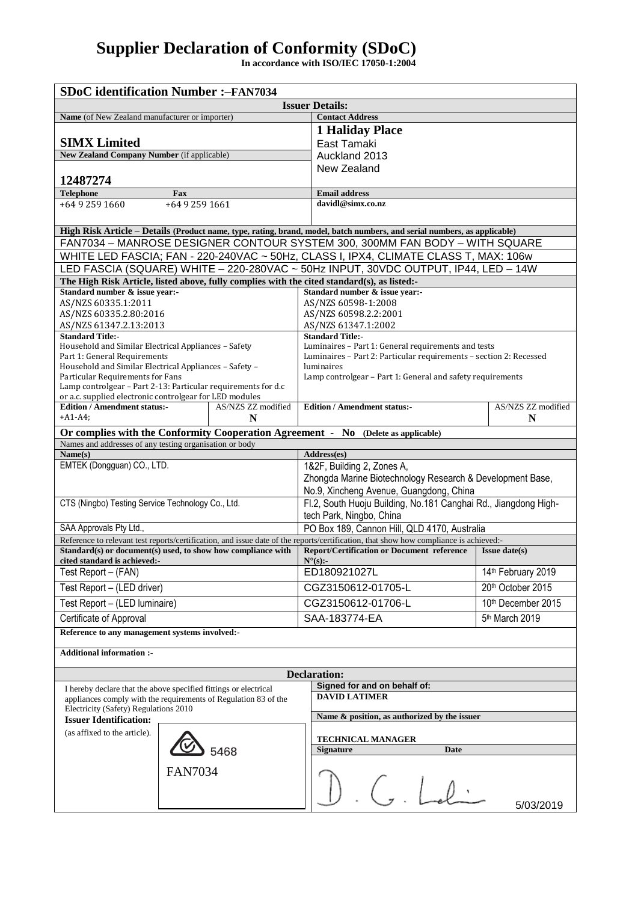# Supplier Declaration of Conformity (SDoC)

**In accordance with ISO/IEC 17050-1:2004**

**SDoC identification Number :–FAN7034**

**Issuer Details:**

| **Name** (of New Zealand manufacturer or importer) | **Contact Address** |
|---|---|
| **SIMX Limited** | **1 Haliday Place**<br>East Tamaki<br>Auckland 2013<br>New Zealand |
| **New Zealand Company Number** (if applicable) | |
| **12487274** | |
| **Telephone** +64 9 259 1660 **Fax** +64 9 259 1661 | **Email address** davidl@simx.co.nz |

**High Risk Article – Details (Product name, type, rating, brand, model, batch numbers, and serial numbers, as applicable)**

FAN7034 – MANROSE DESIGNER CONTOUR SYSTEM 300, 300MM FAN BODY – WITH SQUARE WHITE LED FASCIA; FAN - 220-240VAC ~ 50Hz, CLASS I, IPX4, CLIMATE CLASS T, MAX: 106w LED FASCIA (SQUARE) WHITE – 220-280VAC ~ 50Hz INPUT, 30VDC OUTPUT, IP44, LED – 14W

**The High Risk Article, listed above, fully complies with the cited standard(s), as listed:-**

| **Standard number & issue year:-** | | **Standard number & issue year:-** | |
|---|---|---|---|
| AS/NZS 60335.1:2011<br>AS/NZS 60335.2.80:2016<br>AS/NZS 61347.2.13:2013 | | AS/NZS 60598-1:2008<br>AS/NZS 60598.2.2:2001<br>AS/NZS 61347.1:2002 | |
| **Standard Title:-**<br>Household and Similar Electrical Appliances – Safety Part 1: General Requirements<br>Household and Similar Electrical Appliances – Safety – Particular Requirements for Fans<br>Lamp controlgear – Part 2-13: Particular requirements for d.c or a.c. supplied electronic controlgear for LED modules | | **Standard Title:-**<br>Luminaires – Part 1: General requirements and tests<br>Luminaires – Part 2: Particular requirements – section 2: Recessed luminaires<br>Lamp controlgear – Part 1: General and safety requirements | |
| **Edition / Amendment status:-**<br>+A1-A4; | AS/NZS ZZ modified<br>**N** | **Edition / Amendment status:-** | AS/NZS ZZ modified<br>**N** |

**Or complies with the Conformity Cooperation Agreement - No (Delete as applicable)**

Names and addresses of any testing organisation or body

| **Name(s)** | **Address(es)** |
|---|---|
| EMTEK (Dongguan) CO., LTD. | 1&2F, Building 2, Zones A, Zhongda Marine Biotechnology Research & Development Base, No.9, Xincheng Avenue, Guangdong, China |
| CTS (Ningbo) Testing Service Technology Co., Ltd. | Fl.2, South Huoju Building, No.181 Canghai Rd., Jiangdong High-tech Park, Ningbo, China |
| SAA Approvals Pty Ltd., | PO Box 189, Cannon Hill, QLD 4170, Australia |

Reference to relevant test reports/certification, and issue date of the reports/certification, that show how compliance is achieved:-

| **Standard(s) or document(s) used, to show how compliance with cited standard is achieved:-** | **Report/Certification or Document reference N°(s):-** | **Issue date(s)** |
|---|---|---|
| Test Report – (FAN) | ED180921027L | 14th February 2019 |
| Test Report – (LED driver) | CGZ3150612-01705-L | 20th October 2015 |
| Test Report – (LED luminaire) | CGZ3150612-01706-L | 10th December 2015 |
| Certificate of Approval | SAA-183774-EA | 5th March 2019 |

**Reference to any management systems involved:-**

**Additional information :-**

**Declaration:**

I hereby declare that the above specified fittings or electrical appliances comply with the requirements of Regulation 83 of the Electricity (Safety) Regulations 2010

**Issuer Identification:** (as affixed to the article).

5468
FAN7034

**Signed for and on behalf of:**
**DAVID LATIMER**

**Name & position, as authorized by the issuer**

**TECHNICAL MANAGER**

**Signature** **Date**

D. G. Lali 5/03/2019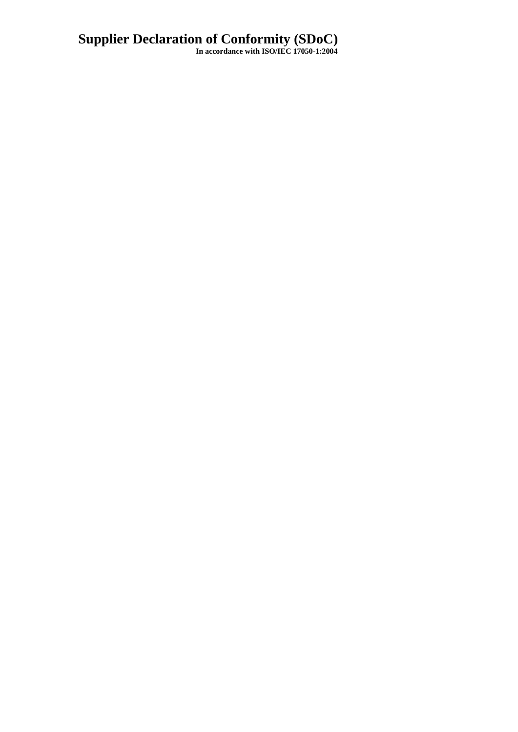# Supplier Declaration of Conformity (SDoC)

**In accordance with ISO/IEC 17050-1:2004**